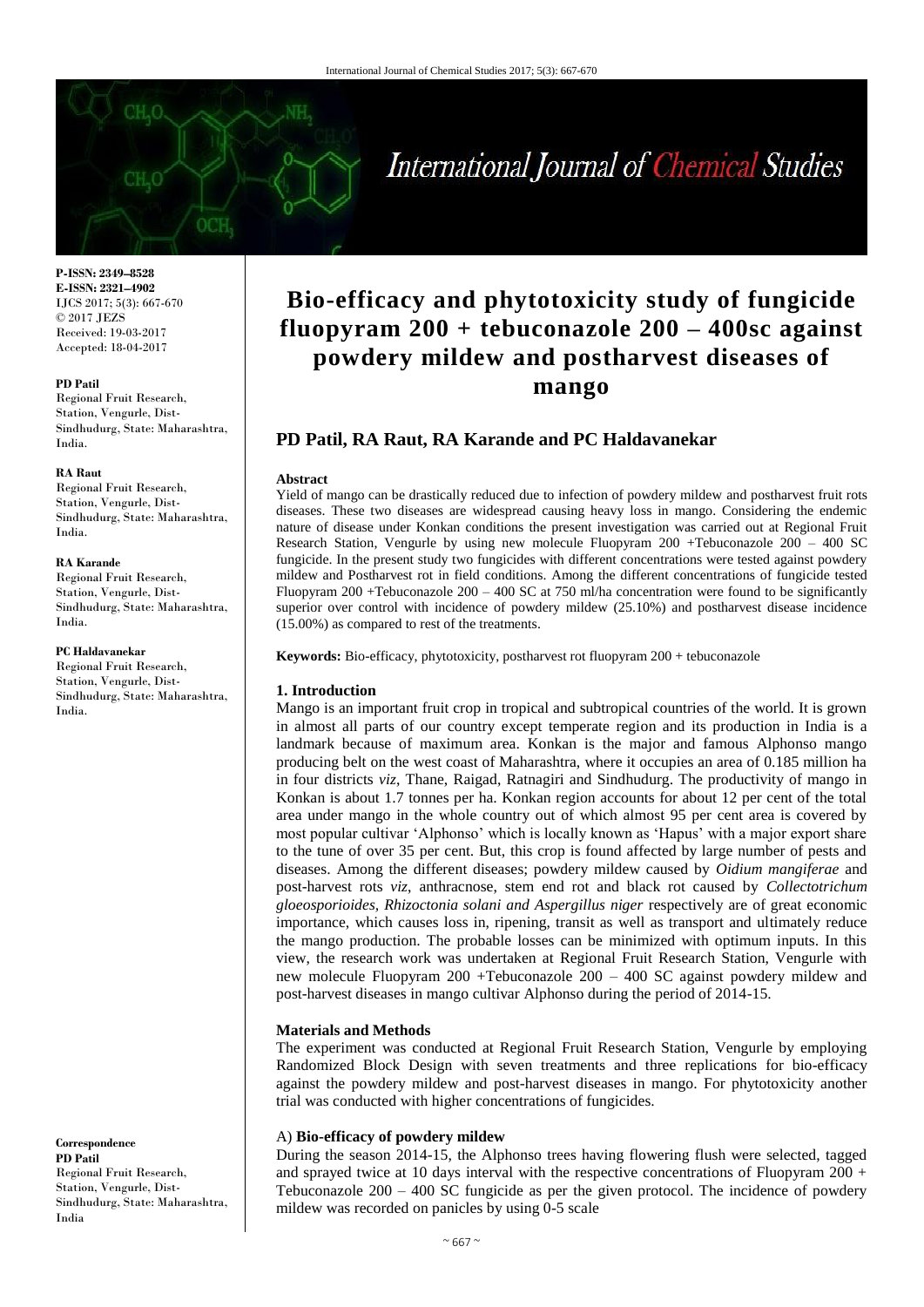**P-ISSN: 2349–8528**
**E-ISSN: 2321–4902**
IJCS 2017; 5(3): 667-670
© 2017 JEZS
Received: 19-03-2017
Accepted: 18-04-2017

**PD Patil**
Regional Fruit Research, Station, Vengurle, Dist-Sindhudurg, State: Maharashtra, India.

**RA Raut**
Regional Fruit Research, Station, Vengurle, Dist-Sindhudurg, State: Maharashtra, India.

**RA Karande**
Regional Fruit Research, Station, Vengurle, Dist-Sindhudurg, State: Maharashtra, India.

**PC Haldavanekar**
Regional Fruit Research, Station, Vengurle, Dist-Sindhudurg, State: Maharashtra, India.

**Correspondence**
**PD Patil**
Regional Fruit Research, Station, Vengurle, Dist-Sindhudurg, State: Maharashtra, India

# Bio-efficacy and phytotoxicity study of fungicide fluopyram 200 + tebuconazole 200 – 400sc against powdery mildew and postharvest diseases of mango

## PD Patil, RA Raut, RA Karande and PC Haldavanekar

**Abstract**

Yield of mango can be drastically reduced due to infection of powdery mildew and postharvest fruit rots diseases. These two diseases are widespread causing heavy loss in mango. Considering the endemic nature of disease under Konkan conditions the present investigation was carried out at Regional Fruit Research Station, Vengurle by using new molecule Fluopyram 200 +Tebuconazole 200 – 400 SC fungicide. In the present study two fungicides with different concentrations were tested against powdery mildew and Postharvest rot in field conditions. Among the different concentrations of fungicide tested Fluopyram 200 +Tebuconazole 200 – 400 SC at 750 ml/ha concentration were found to be significantly superior over control with incidence of powdery mildew (25.10%) and postharvest disease incidence (15.00%) as compared to rest of the treatments.

**Keywords:** Bio-efficacy, phytotoxicity, postharvest rot fluopyram 200 + tebuconazole

### 1. Introduction

Mango is an important fruit crop in tropical and subtropical countries of the world. It is grown in almost all parts of our country except temperate region and its production in India is a landmark because of maximum area. Konkan is the major and famous Alphonso mango producing belt on the west coast of Maharashtra, where it occupies an area of 0.185 million ha in four districts *viz*, Thane, Raigad, Ratnagiri and Sindhudurg. The productivity of mango in Konkan is about 1.7 tonnes per ha. Konkan region accounts for about 12 per cent of the total area under mango in the whole country out of which almost 95 per cent area is covered by most popular cultivar 'Alphonso' which is locally known as 'Hapus' with a major export share to the tune of over 35 per cent. But, this crop is found affected by large number of pests and diseases. Among the different diseases; powdery mildew caused by *Oidium mangiferae* and post-harvest rots *viz*, anthracnose, stem end rot and black rot caused by *Collectotrichum gloeosporioides, Rhizoctonia solani and Aspergillus niger* respectively are of great economic importance, which causes loss in, ripening, transit as well as transport and ultimately reduce the mango production. The probable losses can be minimized with optimum inputs. In this view, the research work was undertaken at Regional Fruit Research Station, Vengurle with new molecule Fluopyram 200 +Tebuconazole 200 – 400 SC against powdery mildew and post-harvest diseases in mango cultivar Alphonso during the period of 2014-15.

### Materials and Methods

The experiment was conducted at Regional Fruit Research Station, Vengurle by employing Randomized Block Design with seven treatments and three replications for bio-efficacy against the powdery mildew and post-harvest diseases in mango. For phytotoxicity another trial was conducted with higher concentrations of fungicides.

#### A) **Bio-efficacy of powdery mildew**

During the season 2014-15, the Alphonso trees having flowering flush were selected, tagged and sprayed twice at 10 days interval with the respective concentrations of Fluopyram 200 + Tebuconazole 200 – 400 SC fungicide as per the given protocol. The incidence of powdery mildew was recorded on panicles by using 0-5 scale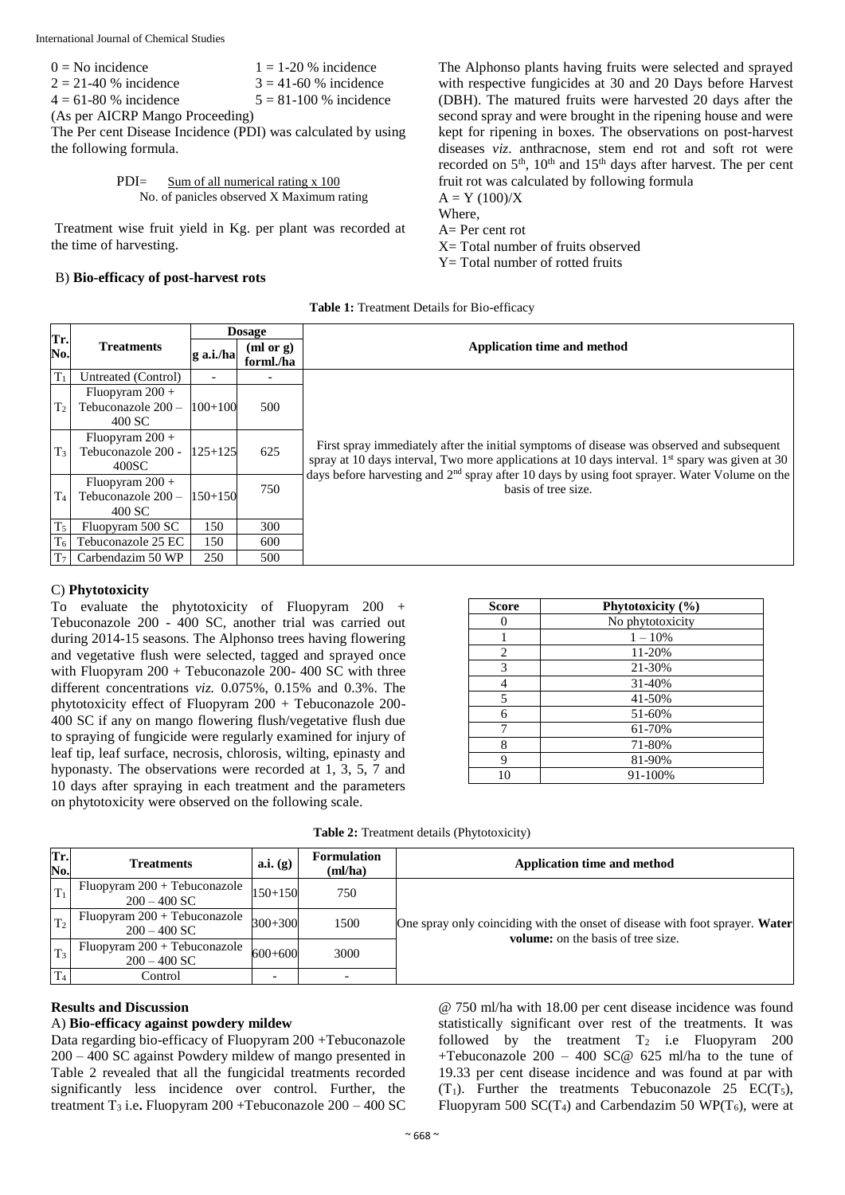0 = No incidence 1 = 1-20 % incidence
2 = 21-40 % incidence 3 = 41-60 % incidence
4 = 61-80 % incidence 5 = 81-100 % incidence
(As per AICRP Mango Proceeding)

The Per cent Disease Incidence (PDI) was calculated by using the following formula.

$$\text{PDI} = \frac{\text{Sum of all numerical rating x 100}}{\text{No. of panicles observed X Maximum rating}}$$

Treatment wise fruit yield in Kg. per plant was recorded at the time of harvesting.

### B) Bio-efficacy of post-harvest rots

The Alphonso plants having fruits were selected and sprayed with respective fungicides at 30 and 20 Days before Harvest (DBH). The matured fruits were harvested 20 days after the second spray and were brought in the ripening house and were kept for ripening in boxes. The observations on post-harvest diseases *viz*. anthracnose, stem end rot and soft rot were recorded on 5th, 10th and 15th days after harvest. The per cent fruit rot was calculated by following formula

$A = Y (100)/X$

Where,

A= Per cent rot

X= Total number of fruits observed

Y= Total number of rotted fruits

**Table 1:** Treatment Details for Bio-efficacy

| Tr. No. | Treatments | Dosage | | Application time and method |
|---|---|---|---|---|
| | | g a.i./ha | (ml or g) forml./ha | |
| $T_1$ | Untreated (Control) | - | - | First spray immediately after the initial symptoms of disease was observed and subsequent spray at 10 days interval, Two more applications at 10 days interval. 1st spary was given at 30 days before harvesting and 2nd spray after 10 days by using foot sprayer. Water Volume on the basis of tree size. |
| $T_2$ | Fluopyram 200 + Tebuconazole 200 – 400 SC | 100+100 | 500 | |
| $T_3$ | Fluopyram 200 + Tebuconazole 200 - 400SC | 125+125 | 625 | |
| $T_4$ | Fluopyram 200 + Tebuconazole 200 – 400 SC | 150+150 | 750 | |
| $T_5$ | Fluopyram 500 SC | 150 | 300 | |
| $T_6$ | Tebuconazole 25 EC | 150 | 600 | |
| $T_7$ | Carbendazim 50 WP | 250 | 500 | |

### C) Phytotoxicity

To evaluate the phytotoxicity of Fluopyram 200 + Tebuconazole 200 - 400 SC, another trial was carried out during 2014-15 seasons. The Alphonso trees having flowering and vegetative flush were selected, tagged and sprayed once with Fluopyram 200 + Tebuconazole 200- 400 SC with three different concentrations *viz.* 0.075%, 0.15% and 0.3%. The phytotoxicity effect of Fluopyram 200 + Tebuconazole 200-400 SC if any on mango flowering flush/vegetative flush due to spraying of fungicide were regularly examined for injury of leaf tip, leaf surface, necrosis, chlorosis, wilting, epinasty and hyponasty. The observations were recorded at 1, 3, 5, 7 and 10 days after spraying in each treatment and the parameters on phytotoxicity were observed on the following scale.

| Score | Phytotoxicity (%) |
|---|---|
| 0 | No phytotoxicity |
| 1 | 1 – 10% |
| 2 | 11-20% |
| 3 | 21-30% |
| 4 | 31-40% |
| 5 | 41-50% |
| 6 | 51-60% |
| 7 | 61-70% |
| 8 | 71-80% |
| 9 | 81-90% |
| 10 | 91-100% |

**Table 2:** Treatment details (Phytotoxicity)

| Tr. No. | Treatments | a.i. (g) | Formulation (ml/ha) | Application time and method |
|---|---|---|---|---|
| $T_1$ | Fluopyram 200 + Tebuconazole 200 – 400 SC | 150+150 | 750 | One spray only coinciding with the onset of disease with foot sprayer. **Water volume:** on the basis of tree size. |
| $T_2$ | Fluopyram 200 + Tebuconazole 200 – 400 SC | 300+300 | 1500 | |
| $T_3$ | Fluopyram 200 + Tebuconazole 200 – 400 SC | 600+600 | 3000 | |
| $T_4$ | Control | - | - | |

## Results and Discussion

### A) Bio-efficacy against powdery mildew

Data regarding bio-efficacy of Fluopyram 200 +Tebuconazole 200 – 400 SC against Powdery mildew of mango presented in Table 2 revealed that all the fungicidal treatments recorded significantly less incidence over control. Further, the treatment $T_3$ i.e**.** Fluopyram 200 +Tebuconazole 200 – 400 SC @ 750 ml/ha with 18.00 per cent disease incidence was found statistically significant over rest of the treatments. It was followed by the treatment $T_2$ i.e Fluopyram 200 +Tebuconazole 200 – 400 SC@ 625 ml/ha to the tune of 19.33 per cent disease incidence and was found at par with ($T_1$). Further the treatments Tebuconazole 25 EC($T_5$), Fluopyram 500 SC($T_4$) and Carbendazim 50 WP($T_6$), were at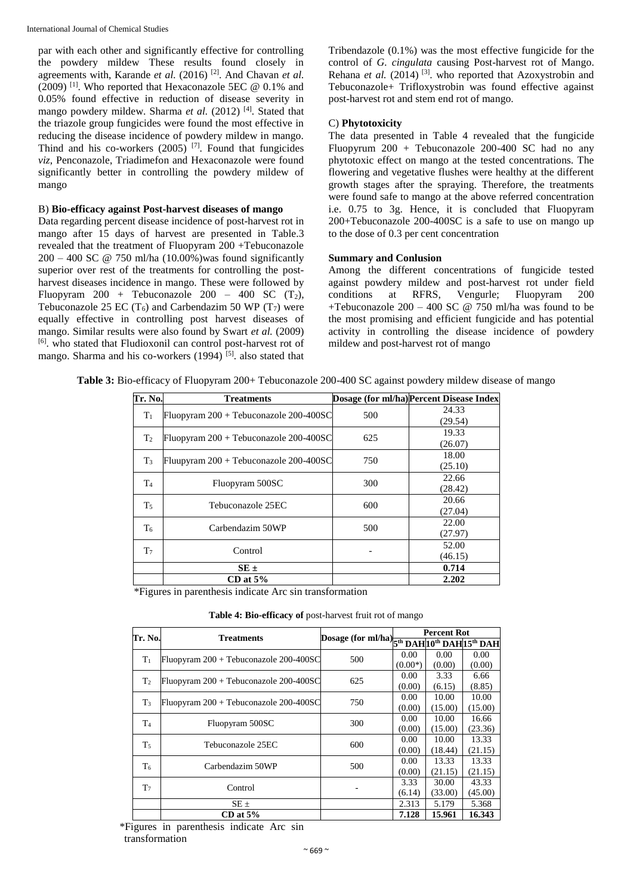par with each other and significantly effective for controlling the powdery mildew These results found closely in agreements with, Karande *et al.* (2016) [2]. And Chavan *et al.* (2009) [1]. Who reported that Hexaconazole 5EC @ 0.1% and 0.05% found effective in reduction of disease severity in mango powdery mildew. Sharma *et al.* (2012) [4]. Stated that the triazole group fungicides were found the most effective in reducing the disease incidence of powdery mildew in mango. Thind and his co-workers (2005) [7]. Found that fungicides *viz*, Penconazole, Triadimefon and Hexaconazole were found significantly better in controlling the powdery mildew of mango

### B) **Bio-efficacy against Post-harvest diseases of mango**

Data regarding percent disease incidence of post-harvest rot in mango after 15 days of harvest are presented in Table.3 revealed that the treatment of Fluopyram 200 +Tebuconazole 200 – 400 SC @ 750 ml/ha (10.00%)was found significantly superior over rest of the treatments for controlling the post-harvest diseases incidence in mango. These were followed by Fluopyram 200 + Tebuconazole 200 – 400 SC ($T_2$), Tebuconazole 25 EC ($T_6$) and Carbendazim 50 WP ($T_7$) were equally effective in controlling post harvest diseases of mango. Similar results were also found by Swart *et al.* (2009) [6]. who stated that Fludioxonil can control post-harvest rot of mango. Sharma and his co-workers (1994) [5]. also stated that Tribendazole (0.1%) was the most effective fungicide for the control of *G. cingulata* causing Post-harvest rot of Mango. Rehana *et al.* (2014) [3]. who reported that Azoxystrobin and Tebuconazole+ Trifloxystrobin was found effective against post-harvest rot and stem end rot of mango.

### C) **Phytotoxicity**

The data presented in Table 4 revealed that the fungicide Fluopyrum 200 + Tebuconazole 200-400 SC had no any phytotoxic effect on mango at the tested concentrations. The flowering and vegetative flushes were healthy at the different growth stages after the spraying. Therefore, the treatments were found safe to mango at the above referred concentration i.e. 0.75 to 3g. Hence, it is concluded that Fluopyram 200+Tebuconazole 200-400SC is a safe to use on mango up to the dose of 0.3 per cent concentration

### **Summary and Conlusion**

Among the different concentrations of fungicide tested against powdery mildew and post-harvest rot under field conditions at RFRS, Vengurle; Fluopyram 200 +Tebuconazole 200 – 400 SC @ 750 ml/ha was found to be the most promising and efficient fungicide and has potential activity in controlling the disease incidence of powdery mildew and post-harvest rot of mango

**Table 3:** Bio-efficacy of Fluopyram 200+ Tebuconazole 200-400 SC against powdery mildew disease of mango

| Tr. No. | Treatments | Dosage (for ml/ha) | Percent Disease Index |
|---|---|---|---|
| $T_1$ | Fluopyram 200 + Tebuconazole 200-400SC | 500 | 24.33 (29.54) |
| $T_2$ | Fluopyram 200 + Tebuconazole 200-400SC | 625 | 19.33 (26.07) |
| $T_3$ | Fluopyram 200 + Tebuconazole 200-400SC | 750 | 18.00 (25.10) |
| $T_4$ | Fluopyram 500SC | 300 | 22.66 (28.42) |
| $T_5$ | Tebuconazole 25EC | 600 | 20.66 (27.04) |
| $T_6$ | Carbendazim 50WP | 500 | 22.00 (27.97) |
| $T_7$ | Control | - | 52.00 (46.15) |
| | **SE ±** | | **0.714** |
| | **CD at 5%** | | **2.202** |

*Figures in parenthesis indicate Arc sin transformation

**Table 4: Bio-efficacy of** post-harvest fruit rot of mango

| Tr. No. | Treatments | Dosage (for ml/ha) | Percent Rot | | |
|---|---|---|---|---|---|
| | | | 5th DAH | 10th DAH | 15th DAH |
| $T_1$ | Fluopyram 200 + Tebuconazole 200-400SC | 500 | 0.00 (0.00*) | 0.00 (0.00) | 0.00 (0.00) |
| $T_2$ | Fluopyram 200 + Tebuconazole 200-400SC | 625 | 0.00 (0.00) | 3.33 (6.15) | 6.66 (8.85) |
| $T_3$ | Fluopyram 200 + Tebuconazole 200-400SC | 750 | 0.00 (0.00) | 10.00 (15.00) | 10.00 (15.00) |
| $T_4$ | Fluopyram 500SC | 300 | 0.00 (0.00) | 10.00 (15.00) | 16.66 (23.36) |
| $T_5$ | Tebuconazole 25EC | 600 | 0.00 (0.00) | 10.00 (18.44) | 13.33 (21.15) |
| $T_6$ | Carbendazim 50WP | 500 | 0.00 (0.00) | 13.33 (21.15) | 13.33 (21.15) |
| $T_7$ | Control | - | 3.33 (6.14) | 30.00 (33.00) | 43.33 (45.00) |
| | SE ± | | 2.313 | 5.179 | 5.368 |
| | **CD at 5%** | | **7.128** | **15.961** | **16.343** |

*Figures in parenthesis indicate Arc sin transformation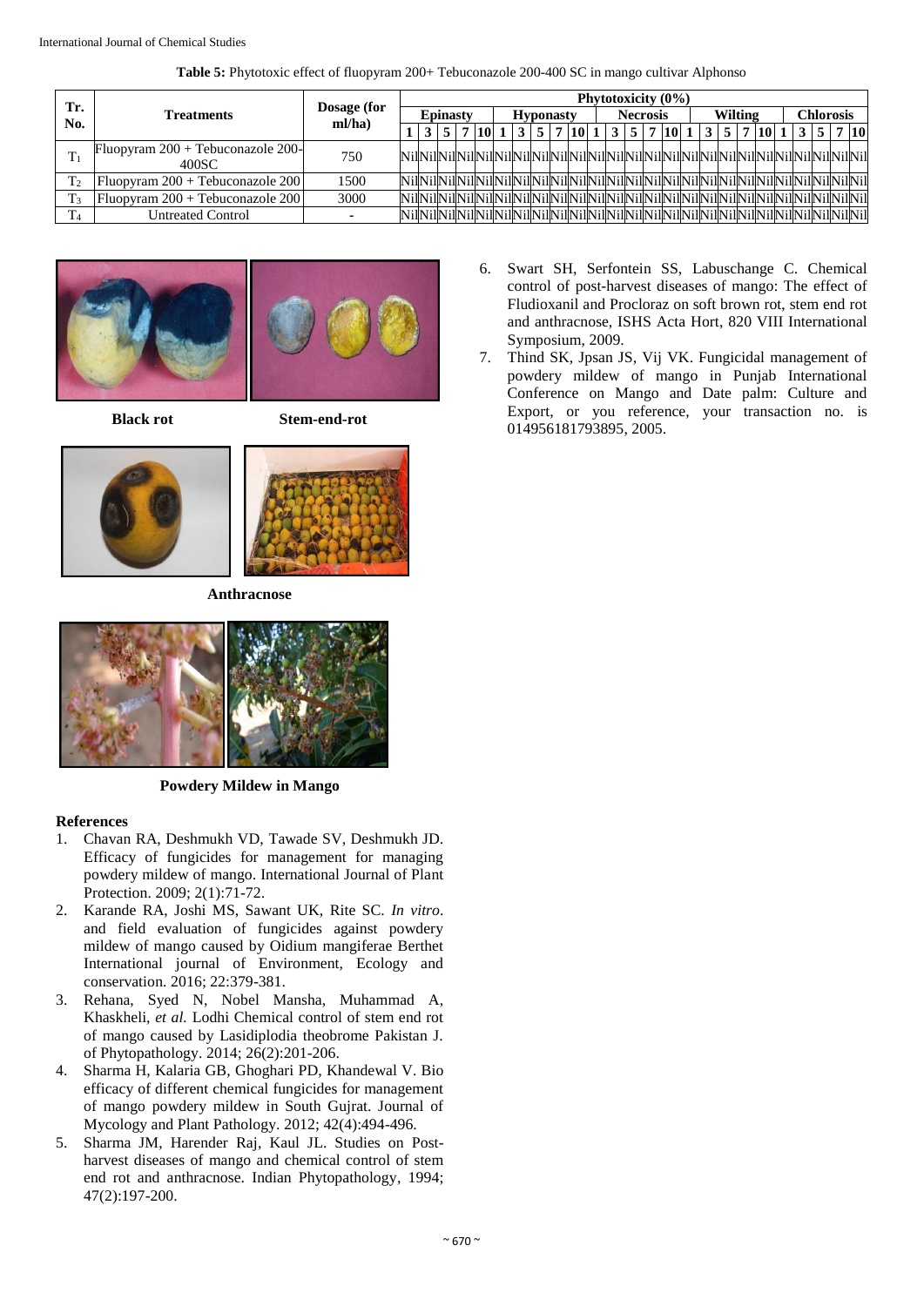**Table 5:** Phytotoxic effect of fluopyram 200+ Tebuconazole 200-400 SC in mango cultivar Alphonso

| Tr. No. | Treatments | Dosage (for ml/ha) | Phytotoxicity (0%) | | | | | | | | | | | | | | | | | | | | | | | | |
|---|---|---|---|---|---|---|---|---|---|---|---|---|---|---|---|---|---|---|---|---|---|---|---|---|---|---|---|
| | | | Epinasty | | | | | Hyponasty | | | | | Necrosis | | | | | Wilting | | | | | Chlorosis | | | | |
| | | | 1 | 3 | 5 | 7 | 10 | 1 | 3 | 5 | 7 | 10 | 1 | 3 | 5 | 7 | 10 | 1 | 3 | 5 | 7 | 10 | 1 | 3 | 5 | 7 | 10 |
| $T_1$ | Fluopyram 200 + Tebuconazole 200-400SC | 750 | Nil | Nil | Nil | Nil | Nil | Nil | Nil | Nil | Nil | Nil | Nil | Nil | Nil | Nil | Nil | Nil | Nil | Nil | Nil | Nil | Nil | Nil | Nil | Nil | Nil |
| $T_2$ | Fluopyram 200 + Tebuconazole 200 | 1500 | Nil | Nil | Nil | Nil | Nil | Nil | Nil | Nil | Nil | Nil | Nil | Nil | Nil | Nil | Nil | Nil | Nil | Nil | Nil | Nil | Nil | Nil | Nil | Nil | Nil |
| $T_3$ | Fluopyram 200 + Tebuconazole 200 | 3000 | Nil | Nil | Nil | Nil | Nil | Nil | Nil | Nil | Nil | Nil | Nil | Nil | Nil | Nil | Nil | Nil | Nil | Nil | Nil | Nil | Nil | Nil | Nil | Nil | Nil |
| $T_4$ | Untreated Control | - | Nil | Nil | Nil | Nil | Nil | Nil | Nil | Nil | Nil | Nil | Nil | Nil | Nil | Nil | Nil | Nil | Nil | Nil | Nil | Nil | Nil | Nil | Nil | Nil | Nil |

**Black rot** **Stem-end-rot**

**Anthracnose**

**Powdery Mildew in Mango**

## References

1. Chavan RA, Deshmukh VD, Tawade SV, Deshmukh JD. Efficacy of fungicides for management for managing powdery mildew of mango. International Journal of Plant Protection. 2009; 2(1):71-72.
2. Karande RA, Joshi MS, Sawant UK, Rite SC. *In vitro*. and field evaluation of fungicides against powdery mildew of mango caused by Oidium mangiferae Berthet International journal of Environment, Ecology and conservation. 2016; 22:379-381.
3. Rehana, Syed N, Nobel Mansha, Muhammad A, Khaskheli, *et al.* Lodhi Chemical control of stem end rot of mango caused by Lasidiplodia theobrome Pakistan J. of Phytopathology. 2014; 26(2):201-206.
4. Sharma H, Kalaria GB, Ghoghari PD, Khandewal V. Bio efficacy of different chemical fungicides for management of mango powdery mildew in South Gujrat. Journal of Mycology and Plant Pathology. 2012; 42(4):494-496.
5. Sharma JM, Harender Raj, Kaul JL. Studies on Post-harvest diseases of mango and chemical control of stem end rot and anthracnose. Indian Phytopathology, 1994; 47(2):197-200.
6. Swart SH, Serfontein SS, Labuschange C. Chemical control of post-harvest diseases of mango: The effect of Fludioxanil and Procloraz on soft brown rot, stem end rot and anthracnose, ISHS Acta Hort, 820 VIII International Symposium, 2009.
7. Thind SK, Jpsan JS, Vij VK. Fungicidal management of powdery mildew of mango in Punjab International Conference on Mango and Date palm: Culture and Export, or you reference, your transaction no. is 014956181793895, 2005.